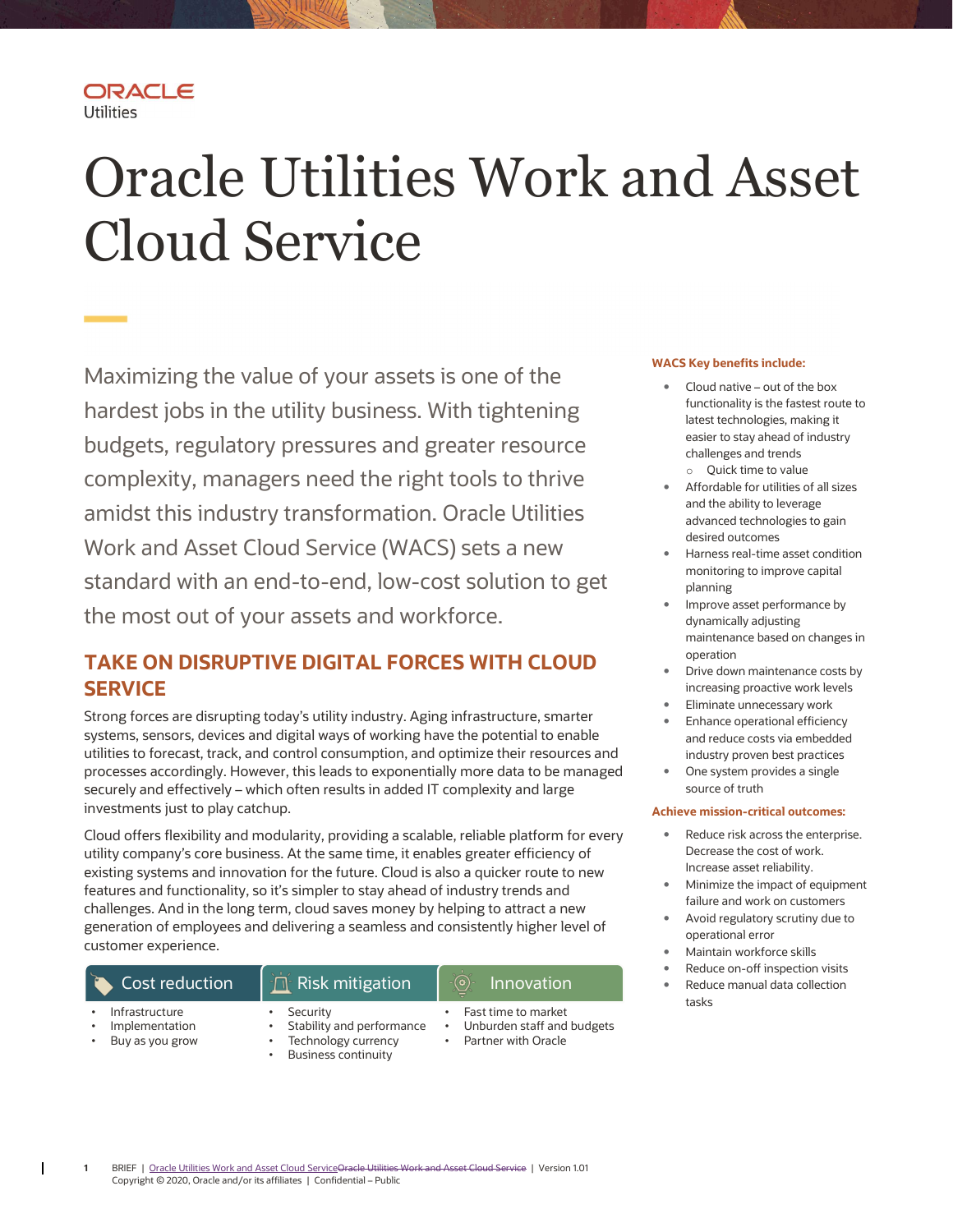Oracle Utilities

# Oracle Utilities Work and Asset Cloud Service

Maximizing the value of your assets is one of the hardest jobs in the utility business. With tightening budgets, regulatory pressures and greater resource complexity, managers need the right tools to thrive amidst this industry transformation. Oracle Utilities Work and Asset Cloud Service (WACS) sets a new standard with an end-to-end, low-cost solution to get the most out of your assets and workforce.

## TAKE ON DISRUPTIVE DIGITAL FORCES WITH CLOUD SERVICE

Strong forces are disrupting today's utility industry. Aging infrastructure, smarter systems, sensors, devices and digital ways of working have the potential to enable utilities to forecast, track, and control consumption, and optimize their resources and processes accordingly. However, this leads to exponentially more data to be managed securely and effectively – which often results in added IT complexity and large investments just to play catchup.

Cloud offers flexibility and modularity, providing a scalable, reliable platform for every utility company's core business. At the same time, it enables greater efficiency of existing systems and innovation for the future. Cloud is also a quicker route to new features and functionality, so it's simpler to stay ahead of industry trends and challenges. And in the long term, cloud saves money by helping to attract a new generation of employees and delivering a seamless and consistently higher level of customer experience.

| Cost reduction | Risk mitigation | Innovation |
|---|---|---|
| • Infrastructure<br>• Implementation<br>• Buy as you grow | • Security<br>• Stability and performance<br>• Technology currency<br>• Business continuity | • Fast time to market<br>• Unburden staff and budgets<br>• Partner with Oracle |

**WACS Key benefits include:**

- Cloud native – out of the box functionality is the fastest route to latest technologies, making it easier to stay ahead of industry challenges and trends
  - Quick time to value
- Affordable for utilities of all sizes and the ability to leverage advanced technologies to gain desired outcomes
- Harness real-time asset condition monitoring to improve capital planning
- Improve asset performance by dynamically adjusting maintenance based on changes in operation
- Drive down maintenance costs by increasing proactive work levels
- Eliminate unnecessary work
- Enhance operational efficiency and reduce costs via embedded industry proven best practices
- One system provides a single source of truth

**Achieve mission-critical outcomes:**

- Reduce risk across the enterprise. Decrease the cost of work. Increase asset reliability.
- Minimize the impact of equipment failure and work on customers
- Avoid regulatory scrutiny due to operational error
- Maintain workforce skills
- Reduce on-off inspection visits
- Reduce manual data collection tasks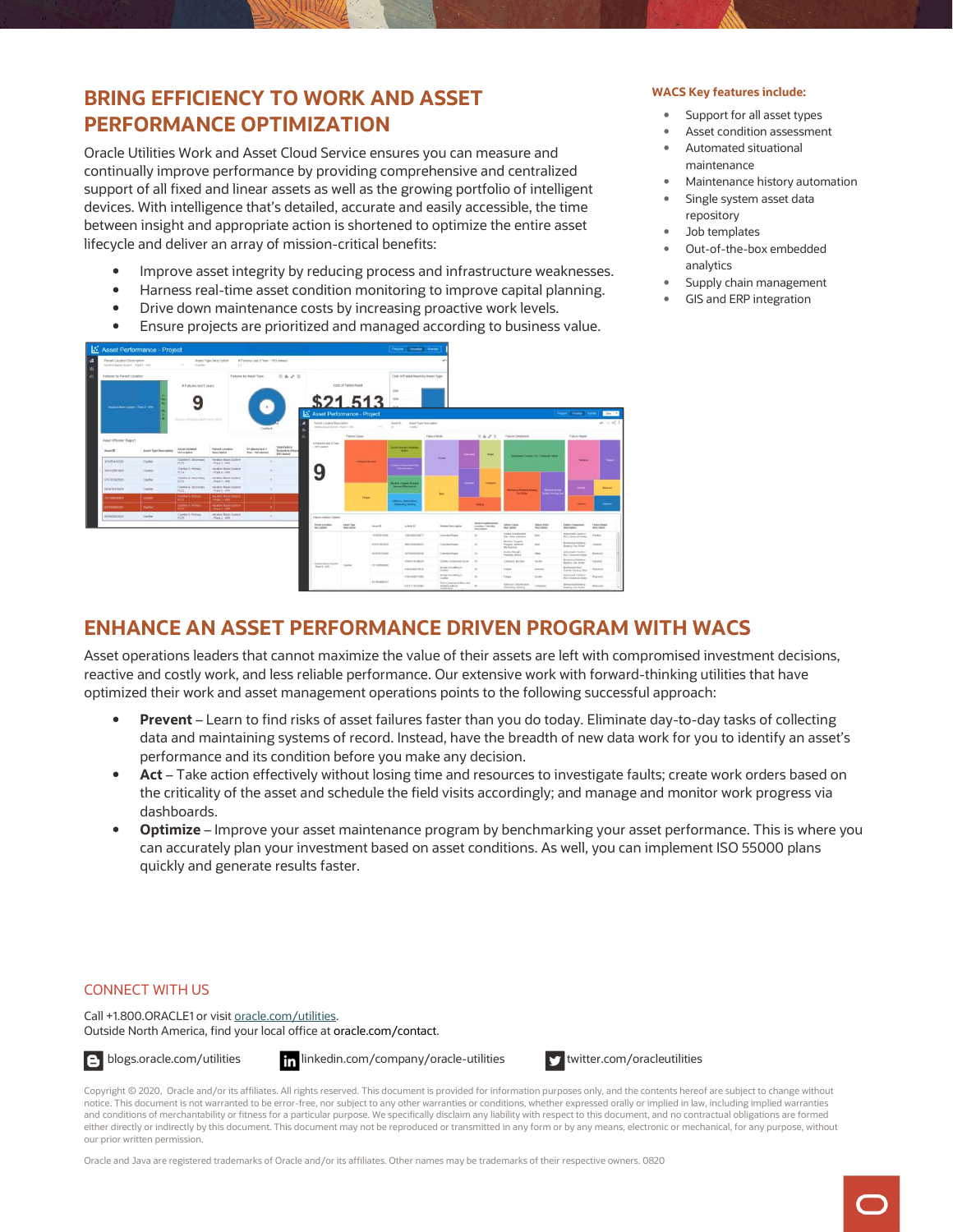## BRING EFFICIENCY TO WORK AND ASSET PERFORMANCE OPTIMIZATION

Oracle Utilities Work and Asset Cloud Service ensures you can measure and continually improve performance by providing comprehensive and centralized support of all fixed and linear assets as well as the growing portfolio of intelligent devices. With intelligence that's detailed, accurate and easily accessible, the time between insight and appropriate action is shortened to optimize the entire asset lifecycle and deliver an array of mission-critical benefits:

- Improve asset integrity by reducing process and infrastructure weaknesses.
- Harness real-time asset condition monitoring to improve capital planning.
- Drive down maintenance costs by increasing proactive work levels.
- Ensure projects are prioritized and managed according to business value.

**WACS Key features include:**

- Support for all asset types
- Asset condition assessment
- Automated situational maintenance
- Maintenance history automation
- Single system asset data repository
- Job templates
- Out-of-the-box embedded analytics
- Supply chain management
- GIS and ERP integration

## ENHANCE AN ASSET PERFORMANCE DRIVEN PROGRAM WITH WACS

Asset operations leaders that cannot maximize the value of their assets are left with compromised investment decisions, reactive and costly work, and less reliable performance. Our extensive work with forward-thinking utilities that have optimized their work and asset management operations points to the following successful approach:

- **Prevent** – Learn to find risks of asset failures faster than you do today. Eliminate day-to-day tasks of collecting data and maintaining systems of record. Instead, have the breadth of new data work for you to identify an asset's performance and its condition before you make any decision.
- **Act** – Take action effectively without losing time and resources to investigate faults; create work orders based on the criticality of the asset and schedule the field visits accordingly; and manage and monitor work progress via dashboards.
- **Optimize** – Improve your asset maintenance program by benchmarking your asset performance. This is where you can accurately plan your investment based on asset conditions. As well, you can implement ISO 55000 plans quickly and generate results faster.

### CONNECT WITH US

Call +1.800.ORACLE1 or visit oracle.com/utilities.
Outside North America, find your local office at oracle.com/contact.

blogs.oracle.com/utilities    linkedin.com/company/oracle-utilities    twitter.com/oracleutilities

Copyright © 2020, Oracle and/or its affiliates. All rights reserved. This document is provided for information purposes only, and the contents hereof are subject to change without notice. This document is not warranted to be error-free, nor subject to any other warranties or conditions, whether expressed orally or implied in law, including implied warranties and conditions of merchantability or fitness for a particular purpose. We specifically disclaim any liability with respect to this document, and no contractual obligations are formed either directly or indirectly by this document. This document may not be reproduced or transmitted in any form or by any means, electronic or mechanical, for any purpose, without our prior written permission.

Oracle and Java are registered trademarks of Oracle and/or its affiliates. Other names may be trademarks of their respective owners. 0820